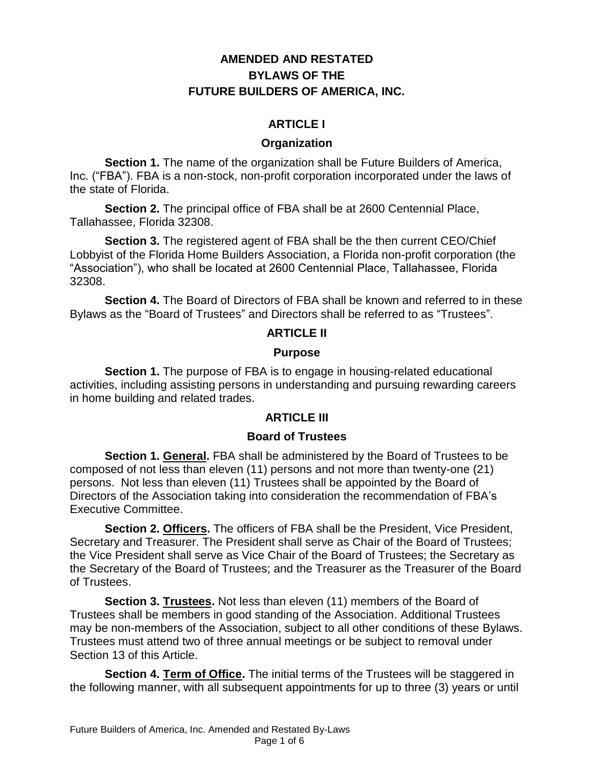# AMENDED AND RESTATED BYLAWS OF THE FUTURE BUILDERS OF AMERICA, INC.

## ARTICLE I

### Organization

**Section 1.** The name of the organization shall be Future Builders of America, Inc. ("FBA"). FBA is a non-stock, non-profit corporation incorporated under the laws of the state of Florida.

**Section 2.** The principal office of FBA shall be at 2600 Centennial Place, Tallahassee, Florida 32308.

**Section 3.** The registered agent of FBA shall be the then current CEO/Chief Lobbyist of the Florida Home Builders Association, a Florida non-profit corporation (the "Association"), who shall be located at 2600 Centennial Place, Tallahassee, Florida 32308.

**Section 4.** The Board of Directors of FBA shall be known and referred to in these Bylaws as the "Board of Trustees" and Directors shall be referred to as "Trustees".

## ARTICLE II

### Purpose

**Section 1.** The purpose of FBA is to engage in housing-related educational activities, including assisting persons in understanding and pursuing rewarding careers in home building and related trades.

## ARTICLE III

### Board of Trustees

**Section 1. General.** FBA shall be administered by the Board of Trustees to be composed of not less than eleven (11) persons and not more than twenty-one (21) persons. Not less than eleven (11) Trustees shall be appointed by the Board of Directors of the Association taking into consideration the recommendation of FBA's Executive Committee.

**Section 2. Officers.** The officers of FBA shall be the President, Vice President, Secretary and Treasurer. The President shall serve as Chair of the Board of Trustees; the Vice President shall serve as Vice Chair of the Board of Trustees; the Secretary as the Secretary of the Board of Trustees; and the Treasurer as the Treasurer of the Board of Trustees.

**Section 3. Trustees.** Not less than eleven (11) members of the Board of Trustees shall be members in good standing of the Association. Additional Trustees may be non-members of the Association, subject to all other conditions of these Bylaws. Trustees must attend two of three annual meetings or be subject to removal under Section 13 of this Article.

**Section 4. Term of Office.** The initial terms of the Trustees will be staggered in the following manner, with all subsequent appointments for up to three (3) years or until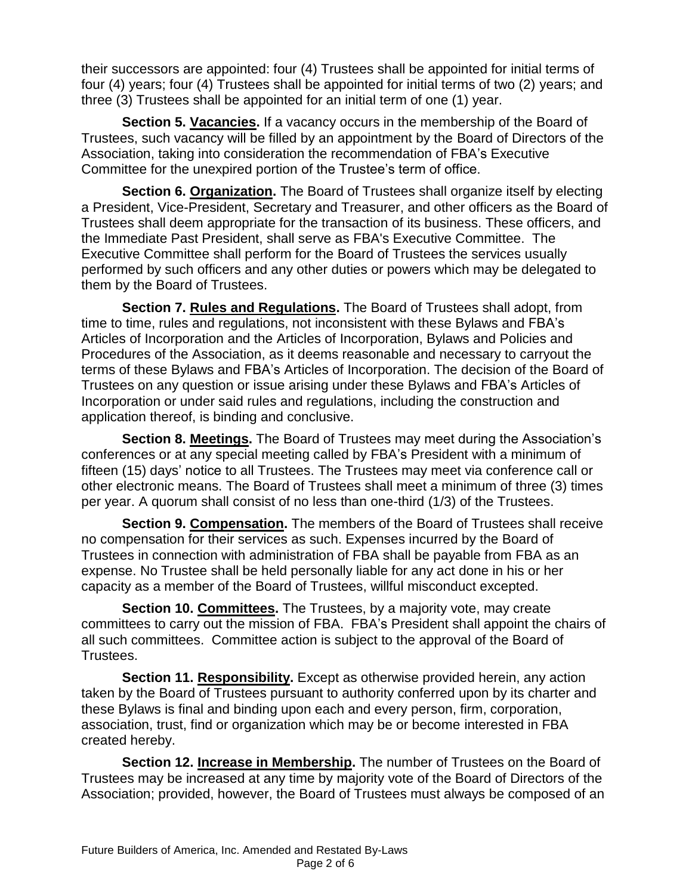their successors are appointed: four (4) Trustees shall be appointed for initial terms of four (4) years; four (4) Trustees shall be appointed for initial terms of two (2) years; and three (3) Trustees shall be appointed for an initial term of one (1) year.

**Section 5. <u>Vacancies</u>.** If a vacancy occurs in the membership of the Board of Trustees, such vacancy will be filled by an appointment by the Board of Directors of the Association, taking into consideration the recommendation of FBA's Executive Committee for the unexpired portion of the Trustee's term of office.

**Section 6. <u>Organization</u>.** The Board of Trustees shall organize itself by electing a President, Vice-President, Secretary and Treasurer, and other officers as the Board of Trustees shall deem appropriate for the transaction of its business. These officers, and the Immediate Past President, shall serve as FBA's Executive Committee. The Executive Committee shall perform for the Board of Trustees the services usually performed by such officers and any other duties or powers which may be delegated to them by the Board of Trustees.

**Section 7. <u>Rules and Regulations</u>.** The Board of Trustees shall adopt, from time to time, rules and regulations, not inconsistent with these Bylaws and FBA's Articles of Incorporation and the Articles of Incorporation, Bylaws and Policies and Procedures of the Association, as it deems reasonable and necessary to carryout the terms of these Bylaws and FBA's Articles of Incorporation. The decision of the Board of Trustees on any question or issue arising under these Bylaws and FBA's Articles of Incorporation or under said rules and regulations, including the construction and application thereof, is binding and conclusive.

**Section 8. <u>Meetings</u>.** The Board of Trustees may meet during the Association's conferences or at any special meeting called by FBA's President with a minimum of fifteen (15) days' notice to all Trustees. The Trustees may meet via conference call or other electronic means. The Board of Trustees shall meet a minimum of three (3) times per year. A quorum shall consist of no less than one-third (1/3) of the Trustees.

**Section 9. <u>Compensation</u>.** The members of the Board of Trustees shall receive no compensation for their services as such. Expenses incurred by the Board of Trustees in connection with administration of FBA shall be payable from FBA as an expense. No Trustee shall be held personally liable for any act done in his or her capacity as a member of the Board of Trustees, willful misconduct excepted.

**Section 10. <u>Committees</u>.** The Trustees, by a majority vote, may create committees to carry out the mission of FBA. FBA's President shall appoint the chairs of all such committees. Committee action is subject to the approval of the Board of Trustees.

**Section 11. <u>Responsibility</u>.** Except as otherwise provided herein, any action taken by the Board of Trustees pursuant to authority conferred upon by its charter and these Bylaws is final and binding upon each and every person, firm, corporation, association, trust, find or organization which may be or become interested in FBA created hereby.

**Section 12. <u>Increase in Membership</u>.** The number of Trustees on the Board of Trustees may be increased at any time by majority vote of the Board of Directors of the Association; provided, however, the Board of Trustees must always be composed of an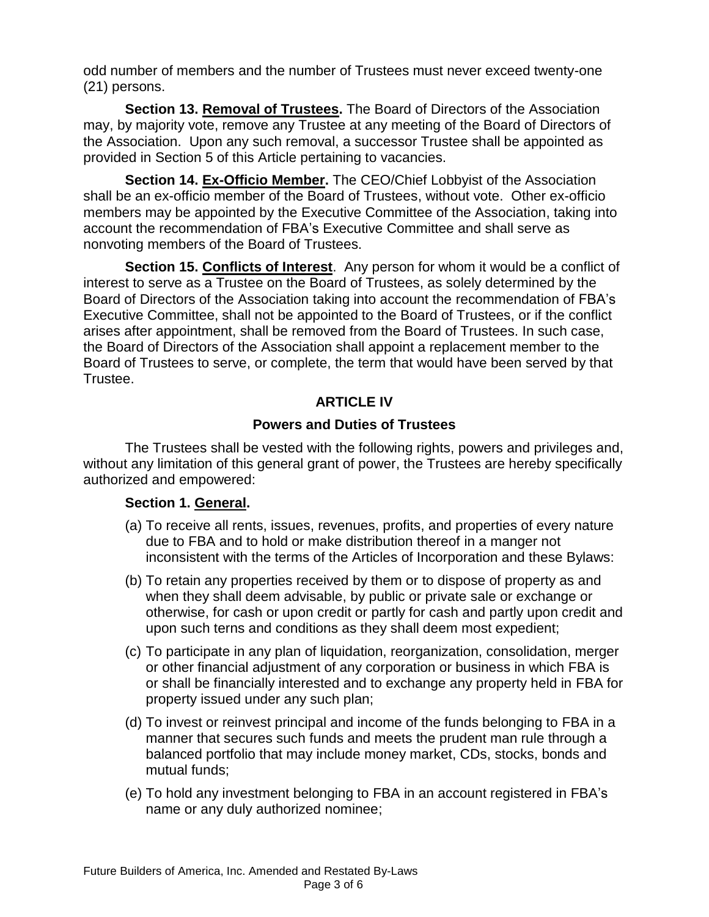odd number of members and the number of Trustees must never exceed twenty-one (21) persons.

**Section 13. Removal of Trustees.** The Board of Directors of the Association may, by majority vote, remove any Trustee at any meeting of the Board of Directors of the Association. Upon any such removal, a successor Trustee shall be appointed as provided in Section 5 of this Article pertaining to vacancies.

**Section 14. Ex-Officio Member.** The CEO/Chief Lobbyist of the Association shall be an ex-officio member of the Board of Trustees, without vote. Other ex-officio members may be appointed by the Executive Committee of the Association, taking into account the recommendation of FBA's Executive Committee and shall serve as nonvoting members of the Board of Trustees.

**Section 15. Conflicts of Interest**. Any person for whom it would be a conflict of interest to serve as a Trustee on the Board of Trustees, as solely determined by the Board of Directors of the Association taking into account the recommendation of FBA's Executive Committee, shall not be appointed to the Board of Trustees, or if the conflict arises after appointment, shall be removed from the Board of Trustees. In such case, the Board of Directors of the Association shall appoint a replacement member to the Board of Trustees to serve, or complete, the term that would have been served by that Trustee.

## ARTICLE IV

### Powers and Duties of Trustees

The Trustees shall be vested with the following rights, powers and privileges and, without any limitation of this general grant of power, the Trustees are hereby specifically authorized and empowered:

**Section 1. General.**

(a) To receive all rents, issues, revenues, profits, and properties of every nature due to FBA and to hold or make distribution thereof in a manger not inconsistent with the terms of the Articles of Incorporation and these Bylaws:

(b) To retain any properties received by them or to dispose of property as and when they shall deem advisable, by public or private sale or exchange or otherwise, for cash or upon credit or partly for cash and partly upon credit and upon such terns and conditions as they shall deem most expedient;

(c) To participate in any plan of liquidation, reorganization, consolidation, merger or other financial adjustment of any corporation or business in which FBA is or shall be financially interested and to exchange any property held in FBA for property issued under any such plan;

(d) To invest or reinvest principal and income of the funds belonging to FBA in a manner that secures such funds and meets the prudent man rule through a balanced portfolio that may include money market, CDs, stocks, bonds and mutual funds;

(e) To hold any investment belonging to FBA in an account registered in FBA's name or any duly authorized nominee;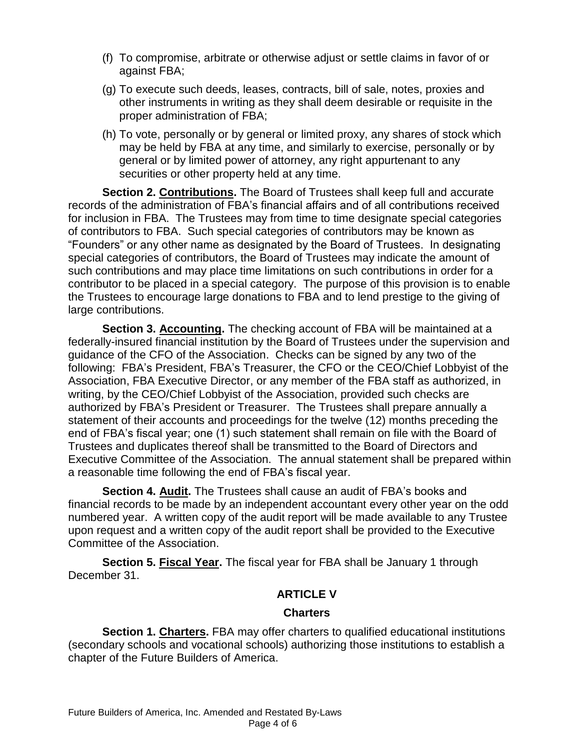(f) To compromise, arbitrate or otherwise adjust or settle claims in favor of or against FBA;

(g) To execute such deeds, leases, contracts, bill of sale, notes, proxies and other instruments in writing as they shall deem desirable or requisite in the proper administration of FBA;

(h) To vote, personally or by general or limited proxy, any shares of stock which may be held by FBA at any time, and similarly to exercise, personally or by general or by limited power of attorney, any right appurtenant to any securities or other property held at any time.

**Section 2. Contributions.** The Board of Trustees shall keep full and accurate records of the administration of FBA's financial affairs and of all contributions received for inclusion in FBA. The Trustees may from time to time designate special categories of contributors to FBA. Such special categories of contributors may be known as "Founders" or any other name as designated by the Board of Trustees. In designating special categories of contributors, the Board of Trustees may indicate the amount of such contributions and may place time limitations on such contributions in order for a contributor to be placed in a special category. The purpose of this provision is to enable the Trustees to encourage large donations to FBA and to lend prestige to the giving of large contributions.

**Section 3. Accounting.** The checking account of FBA will be maintained at a federally-insured financial institution by the Board of Trustees under the supervision and guidance of the CFO of the Association. Checks can be signed by any two of the following: FBA's President, FBA's Treasurer, the CFO or the CEO/Chief Lobbyist of the Association, FBA Executive Director, or any member of the FBA staff as authorized, in writing, by the CEO/Chief Lobbyist of the Association, provided such checks are authorized by FBA's President or Treasurer. The Trustees shall prepare annually a statement of their accounts and proceedings for the twelve (12) months preceding the end of FBA's fiscal year; one (1) such statement shall remain on file with the Board of Trustees and duplicates thereof shall be transmitted to the Board of Directors and Executive Committee of the Association. The annual statement shall be prepared within a reasonable time following the end of FBA's fiscal year.

**Section 4. Audit.** The Trustees shall cause an audit of FBA's books and financial records to be made by an independent accountant every other year on the odd numbered year. A written copy of the audit report will be made available to any Trustee upon request and a written copy of the audit report shall be provided to the Executive Committee of the Association.

**Section 5. Fiscal Year.** The fiscal year for FBA shall be January 1 through December 31.

## ARTICLE V

### Charters

**Section 1. Charters.** FBA may offer charters to qualified educational institutions (secondary schools and vocational schools) authorizing those institutions to establish a chapter of the Future Builders of America.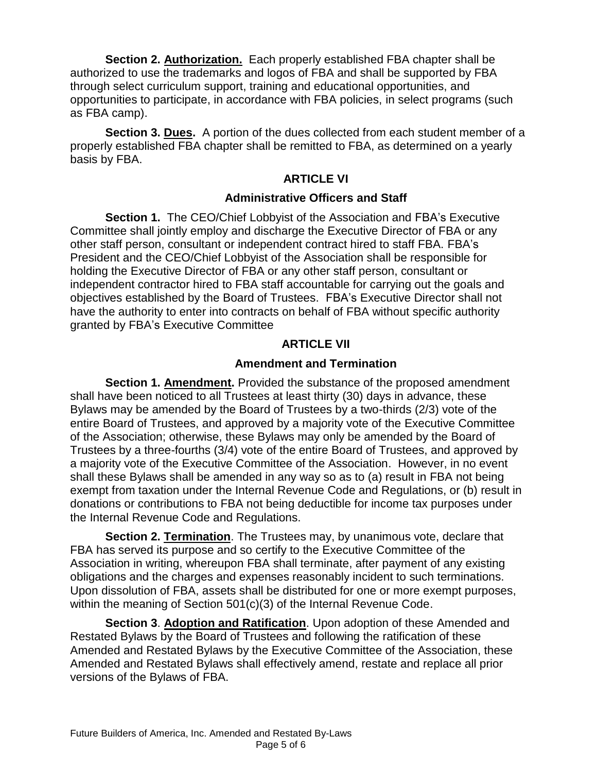**Section 2. Authorization.** Each properly established FBA chapter shall be authorized to use the trademarks and logos of FBA and shall be supported by FBA through select curriculum support, training and educational opportunities, and opportunities to participate, in accordance with FBA policies, in select programs (such as FBA camp).

**Section 3. Dues.** A portion of the dues collected from each student member of a properly established FBA chapter shall be remitted to FBA, as determined on a yearly basis by FBA.

## ARTICLE VI

### Administrative Officers and Staff

**Section 1.** The CEO/Chief Lobbyist of the Association and FBA's Executive Committee shall jointly employ and discharge the Executive Director of FBA or any other staff person, consultant or independent contract hired to staff FBA. FBA's President and the CEO/Chief Lobbyist of the Association shall be responsible for holding the Executive Director of FBA or any other staff person, consultant or independent contractor hired to FBA staff accountable for carrying out the goals and objectives established by the Board of Trustees. FBA's Executive Director shall not have the authority to enter into contracts on behalf of FBA without specific authority granted by FBA's Executive Committee

## ARTICLE VII

### Amendment and Termination

**Section 1. Amendment.** Provided the substance of the proposed amendment shall have been noticed to all Trustees at least thirty (30) days in advance, these Bylaws may be amended by the Board of Trustees by a two-thirds (2/3) vote of the entire Board of Trustees, and approved by a majority vote of the Executive Committee of the Association; otherwise, these Bylaws may only be amended by the Board of Trustees by a three-fourths (3/4) vote of the entire Board of Trustees, and approved by a majority vote of the Executive Committee of the Association. However, in no event shall these Bylaws shall be amended in any way so as to (a) result in FBA not being exempt from taxation under the Internal Revenue Code and Regulations, or (b) result in donations or contributions to FBA not being deductible for income tax purposes under the Internal Revenue Code and Regulations.

**Section 2. Termination**. The Trustees may, by unanimous vote, declare that FBA has served its purpose and so certify to the Executive Committee of the Association in writing, whereupon FBA shall terminate, after payment of any existing obligations and the charges and expenses reasonably incident to such terminations. Upon dissolution of FBA, assets shall be distributed for one or more exempt purposes, within the meaning of Section 501(c)(3) of the Internal Revenue Code.

**Section 3**. **Adoption and Ratification**. Upon adoption of these Amended and Restated Bylaws by the Board of Trustees and following the ratification of these Amended and Restated Bylaws by the Executive Committee of the Association, these Amended and Restated Bylaws shall effectively amend, restate and replace all prior versions of the Bylaws of FBA.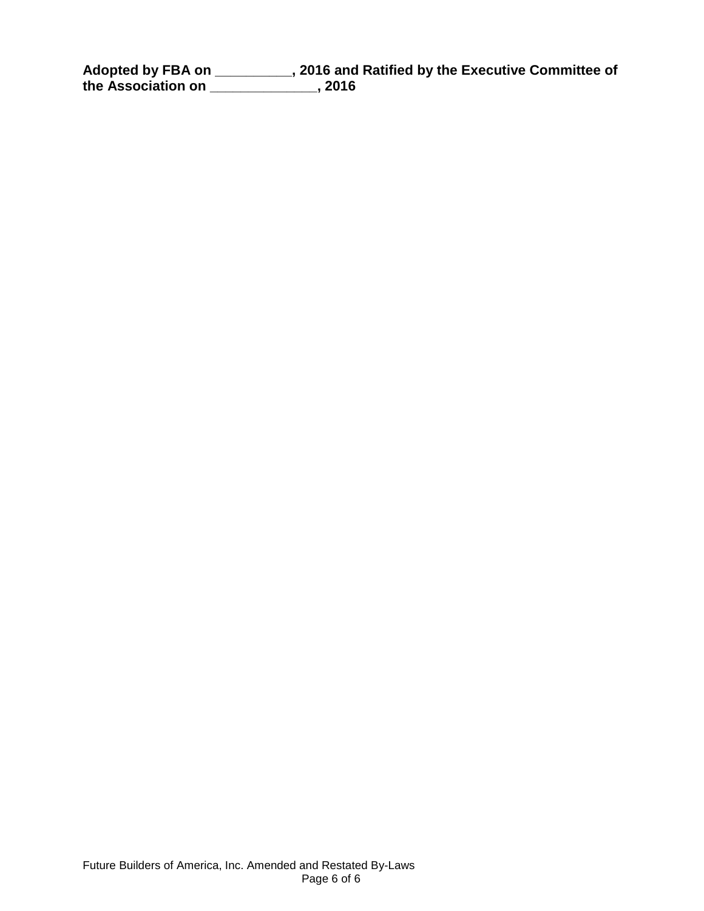**Adopted by FBA on __________, 2016 and Ratified by the Executive Committee of the Association on ______________, 2016**